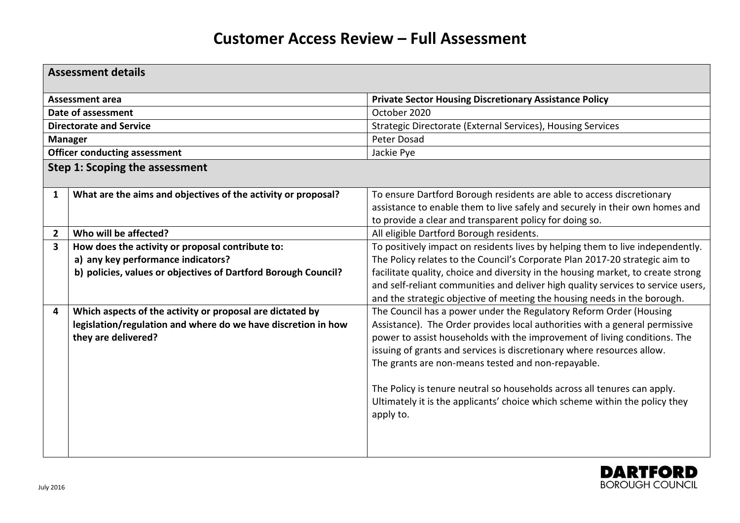# Customer Access Review – Full Assessment

| **Assessment details** | | |
|---|---|---|
| **Assessment area** | | **Private Sector Housing Discretionary Assistance Policy** |
| **Date of assessment** | | October 2020 |
| **Directorate and Service** | | Strategic Directorate (External Services), Housing Services |
| **Manager** | | Peter Dosad |
| **Officer conducting assessment** | | Jackie Pye |

## Step 1: Scoping the assessment

| | | |
|---|---|---|
| **1** | **What are the aims and objectives of the activity or proposal?** | To ensure Dartford Borough residents are able to access discretionary assistance to enable them to live safely and securely in their own homes and to provide a clear and transparent policy for doing so. |
| **2** | **Who will be affected?** | All eligible Dartford Borough residents. |
| **3** | **How does the activity or proposal contribute to:**<br>**a) any key performance indicators?**<br>**b) policies, values or objectives of Dartford Borough Council?** | To positively impact on residents lives by helping them to live independently. The Policy relates to the Council's Corporate Plan 2017-20 strategic aim to facilitate quality, choice and diversity in the housing market, to create strong and self-reliant communities and deliver high quality services to service users, and the strategic objective of meeting the housing needs in the borough. |
| **4** | **Which aspects of the activity or proposal are dictated by legislation/regulation and where do we have discretion in how they are delivered?** | The Council has a power under the Regulatory Reform Order (Housing Assistance). The Order provides local authorities with a general permissive power to assist households with the improvement of living conditions. The issuing of grants and services is discretionary where resources allow. The grants are non-means tested and non-repayable.<br><br>The Policy is tenure neutral so households across all tenures can apply. Ultimately it is the applicants' choice which scheme within the policy they apply to. |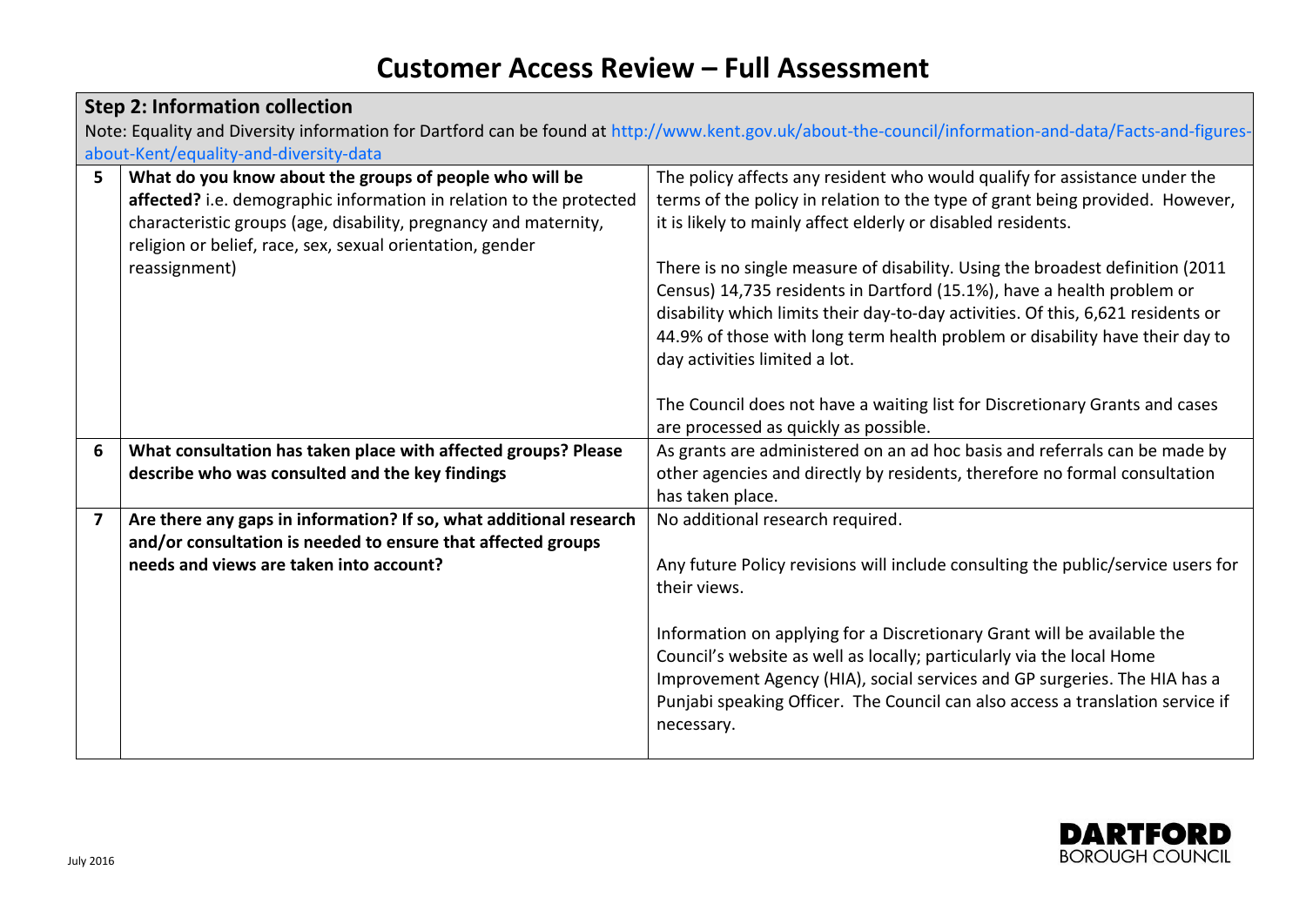# Customer Access Review – Full Assessment

| Step 2: Information collection | | |
|---|---|---|
| Note: Equality and Diversity information for Dartford can be found at http://www.kent.gov.uk/about-the-council/information-and-data/Facts-and-figures-about-Kent/equality-and-diversity-data | | |
| 5 | **What do you know about the groups of people who will be affected?** i.e. demographic information in relation to the protected characteristic groups (age, disability, pregnancy and maternity, religion or belief, race, sex, sexual orientation, gender reassignment) | The policy affects any resident who would qualify for assistance under the terms of the policy in relation to the type of grant being provided. However, it is likely to mainly affect elderly or disabled residents.<br><br>There is no single measure of disability. Using the broadest definition (2011 Census) 14,735 residents in Dartford (15.1%), have a health problem or disability which limits their day-to-day activities. Of this, 6,621 residents or 44.9% of those with long term health problem or disability have their day to day activities limited a lot.<br><br>The Council does not have a waiting list for Discretionary Grants and cases are processed as quickly as possible. |
| 6 | **What consultation has taken place with affected groups? Please describe who was consulted and the key findings** | As grants are administered on an ad hoc basis and referrals can be made by other agencies and directly by residents, therefore no formal consultation has taken place. |
| 7 | **Are there any gaps in information? If so, what additional research and/or consultation is needed to ensure that affected groups needs and views are taken into account?** | No additional research required.<br><br>Any future Policy revisions will include consulting the public/service users for their views.<br><br>Information on applying for a Discretionary Grant will be available the Council's website as well as locally; particularly via the local Home Improvement Agency (HIA), social services and GP surgeries. The HIA has a Punjabi speaking Officer. The Council can also access a translation service if necessary. |

July 2016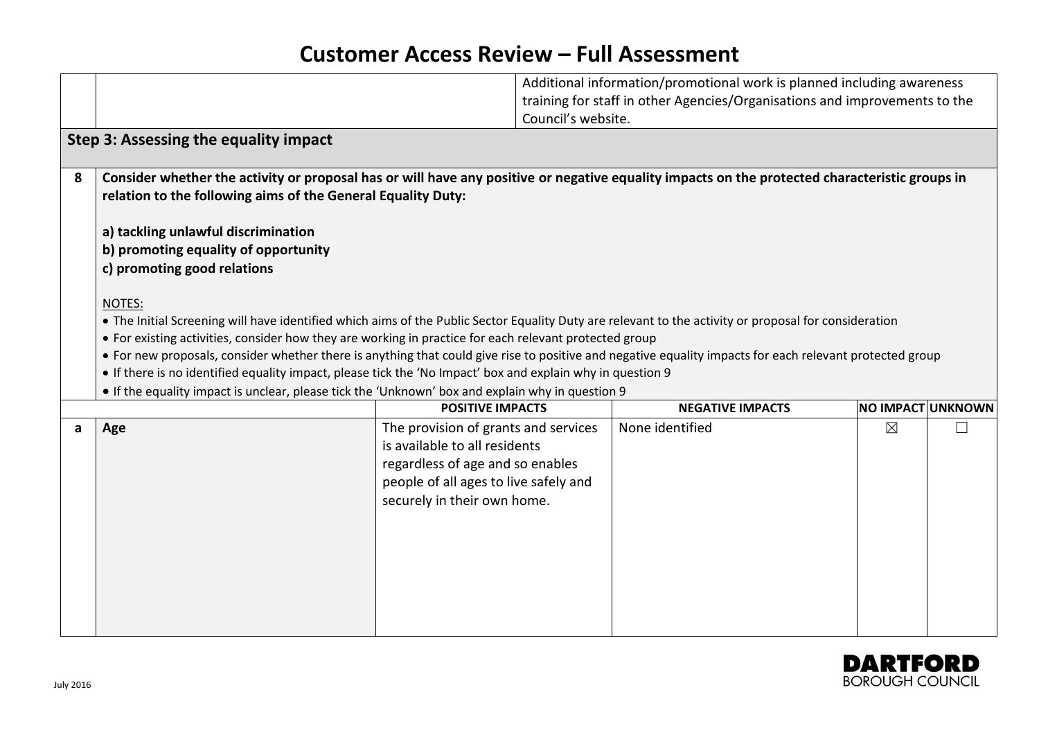# Customer Access Review – Full Assessment

| | | |
|---|---|---|
| | | Additional information/promotional work is planned including awareness training for staff in other Agencies/Organisations and improvements to the Council's website. |

## Step 3: Assessing the equality impact

**8** **Consider whether the activity or proposal has or will have any positive or negative equality impacts on the protected characteristic groups in relation to the following aims of the General Equality Duty:**

**a) tackling unlawful discrimination**
**b) promoting equality of opportunity**
**c) promoting good relations**

NOTES:

- The Initial Screening will have identified which aims of the Public Sector Equality Duty are relevant to the activity or proposal for consideration
- For existing activities, consider how they are working in practice for each relevant protected group
- For new proposals, consider whether there is anything that could give rise to positive and negative equality impacts for each relevant protected group
- If there is no identified equality impact, please tick the 'No Impact' box and explain why in question 9
- If the equality impact is unclear, please tick the 'Unknown' box and explain why in question 9

| | | POSITIVE IMPACTS | NEGATIVE IMPACTS | NO IMPACT | UNKNOWN |
|---|---|---|---|---|---|
| a | **Age** | The provision of grants and services is available to all residents regardless of age and so enables people of all ages to live safely and securely in their own home. | None identified | ☒ | ☐ |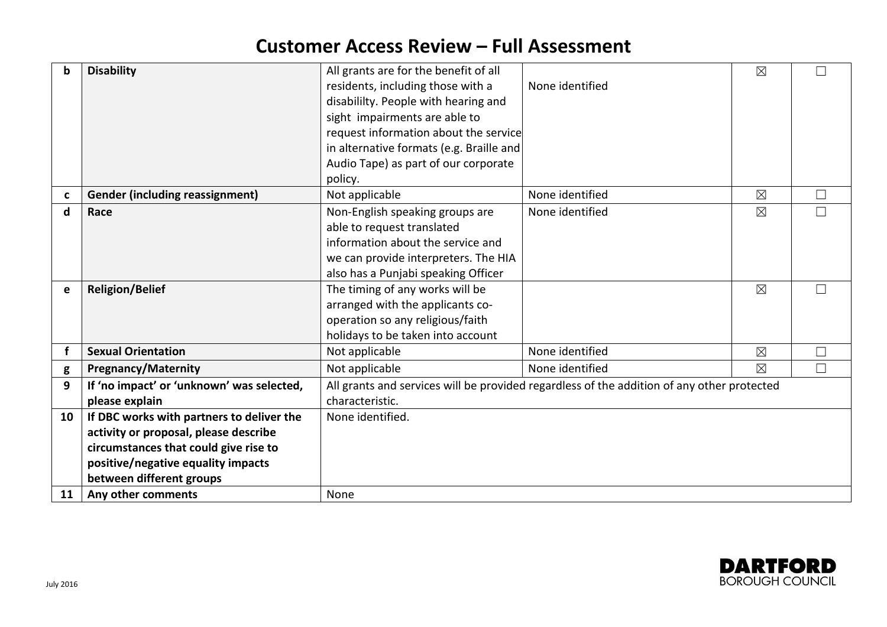# Customer Access Review – Full Assessment

| | | | | | |
|---|---|---|---|---|---|
| **b** | **Disability** | All grants are for the benefit of all residents, including those with a disabililty. People with hearing and sight impairments are able to request information about the service in alternative formats (e.g. Braille and Audio Tape) as part of our corporate policy. | None identified | ☒ | ☐ |
| **c** | **Gender (including reassignment)** | Not applicable | None identified | ☒ | ☐ |
| **d** | **Race** | Non-English speaking groups are able to request translated information about the service and we can provide interpreters. The HIA also has a Punjabi speaking Officer | None identified | ☒ | ☐ |
| **e** | **Religion/Belief** | The timing of any works will be arranged with the applicants co-operation so any religious/faith holidays to be taken into account | | ☒ | ☐ |
| **f** | **Sexual Orientation** | Not applicable | None identified | ☒ | ☐ |
| **g** | **Pregnancy/Maternity** | Not applicable | None identified | ☒ | ☐ |
| **9** | **If 'no impact' or 'unknown' was selected, please explain** | All grants and services will be provided regardless of the addition of any other protected characteristic. | | | |
| **10** | **If DBC works with partners to deliver the activity or proposal, please describe circumstances that could give rise to positive/negative equality impacts between different groups** | None identified. | | | |
| **11** | **Any other comments** | None | | | |

July 2016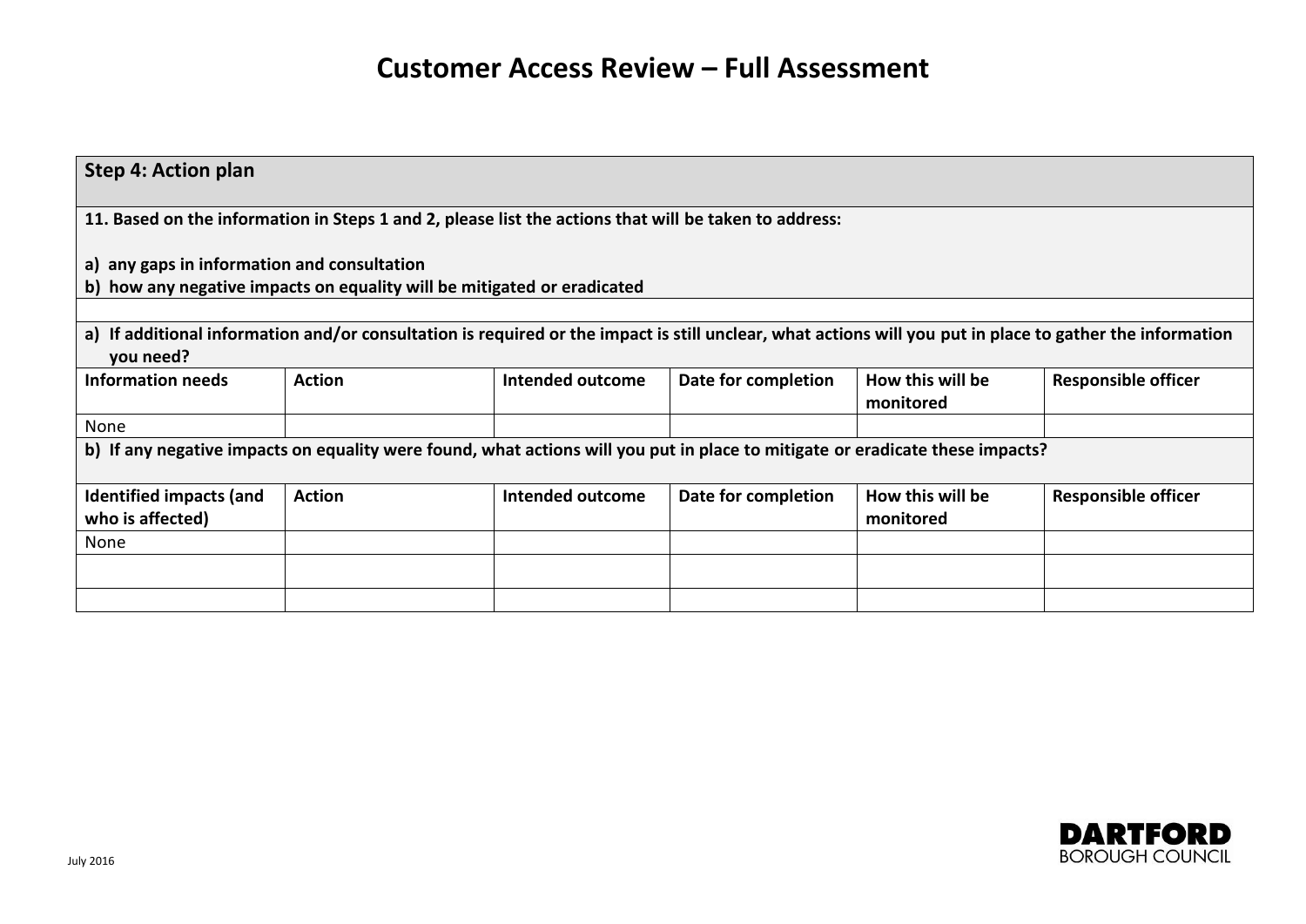# Customer Access Review – Full Assessment

| **Step 4: Action plan** | | | | | |
|---|---|---|---|---|---|
| **11. Based on the information in Steps 1 and 2, please list the actions that will be taken to address:**<br><br>**a) any gaps in information and consultation**<br>**b) how any negative impacts on equality will be mitigated or eradicated** | | | | | |
| | | | | | |
| **a) If additional information and/or consultation is required or the impact is still unclear, what actions will you put in place to gather the information you need?** | | | | | |
| **Information needs** | **Action** | **Intended outcome** | **Date for completion** | **How this will be monitored** | **Responsible officer** |
| None | | | | | |
| **b) If any negative impacts on equality were found, what actions will you put in place to mitigate or eradicate these impacts?** | | | | | |
| **Identified impacts (and who is affected)** | **Action** | **Intended outcome** | **Date for completion** | **How this will be monitored** | **Responsible officer** |
| None | | | | | |
| | | | | | |
| | | | | | |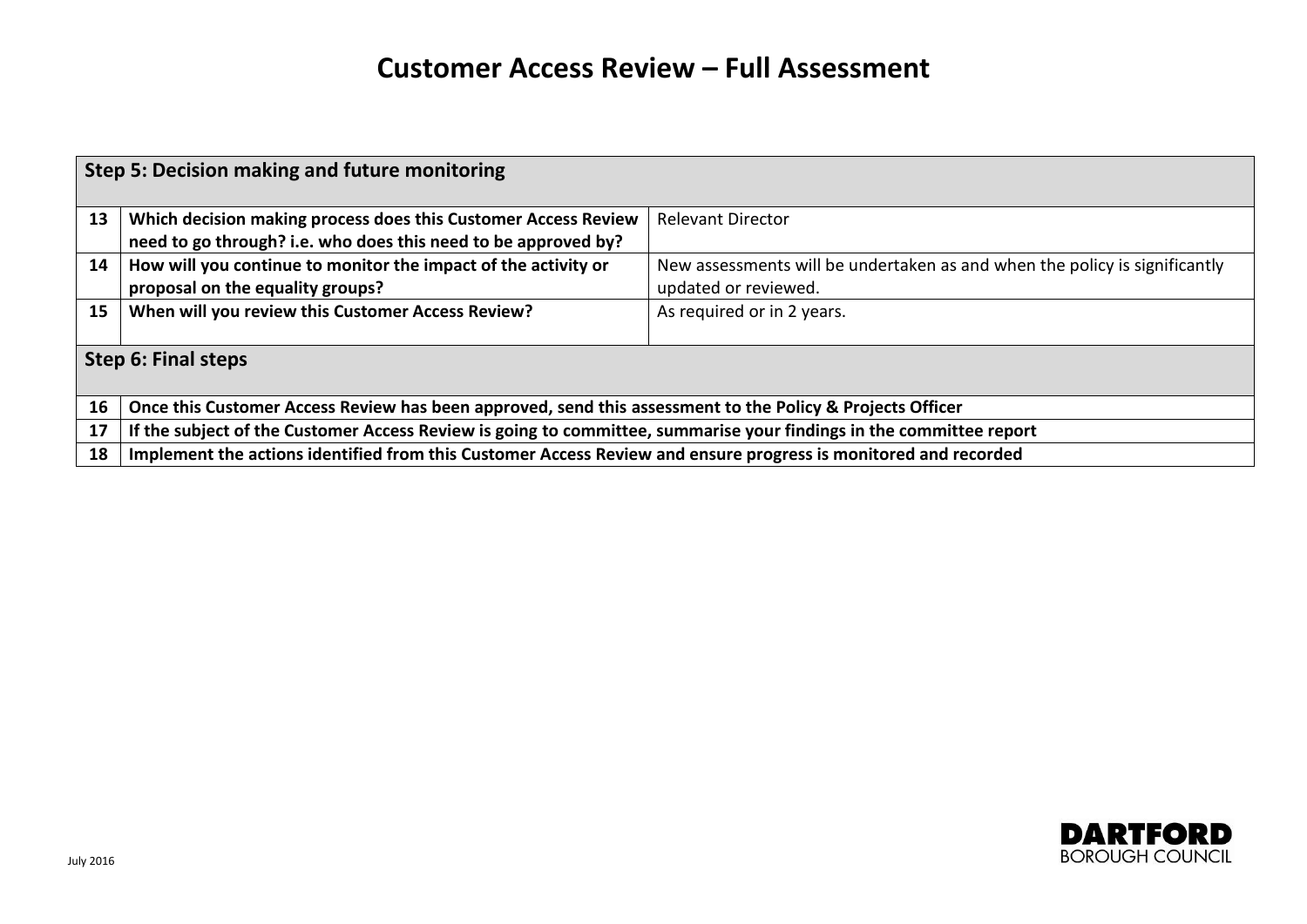# Customer Access Review – Full Assessment

| | | |
|---|---|---|
| **Step 5: Decision making and future monitoring** | | |
| **13** | **Which decision making process does this Customer Access Review need to go through? i.e. who does this need to be approved by?** | Relevant Director |
| **14** | **How will you continue to monitor the impact of the activity or proposal on the equality groups?** | New assessments will be undertaken as and when the policy is significantly updated or reviewed. |
| **15** | **When will you review this Customer Access Review?** | As required or in 2 years. |
| **Step 6: Final steps** | | |
| **16** | **Once this Customer Access Review has been approved, send this assessment to the Policy & Projects Officer** | |
| **17** | **If the subject of the Customer Access Review is going to committee, summarise your findings in the committee report** | |
| **18** | **Implement the actions identified from this Customer Access Review and ensure progress is monitored and recorded** | |

July 2016

DARTFORD BOROUGH COUNCIL